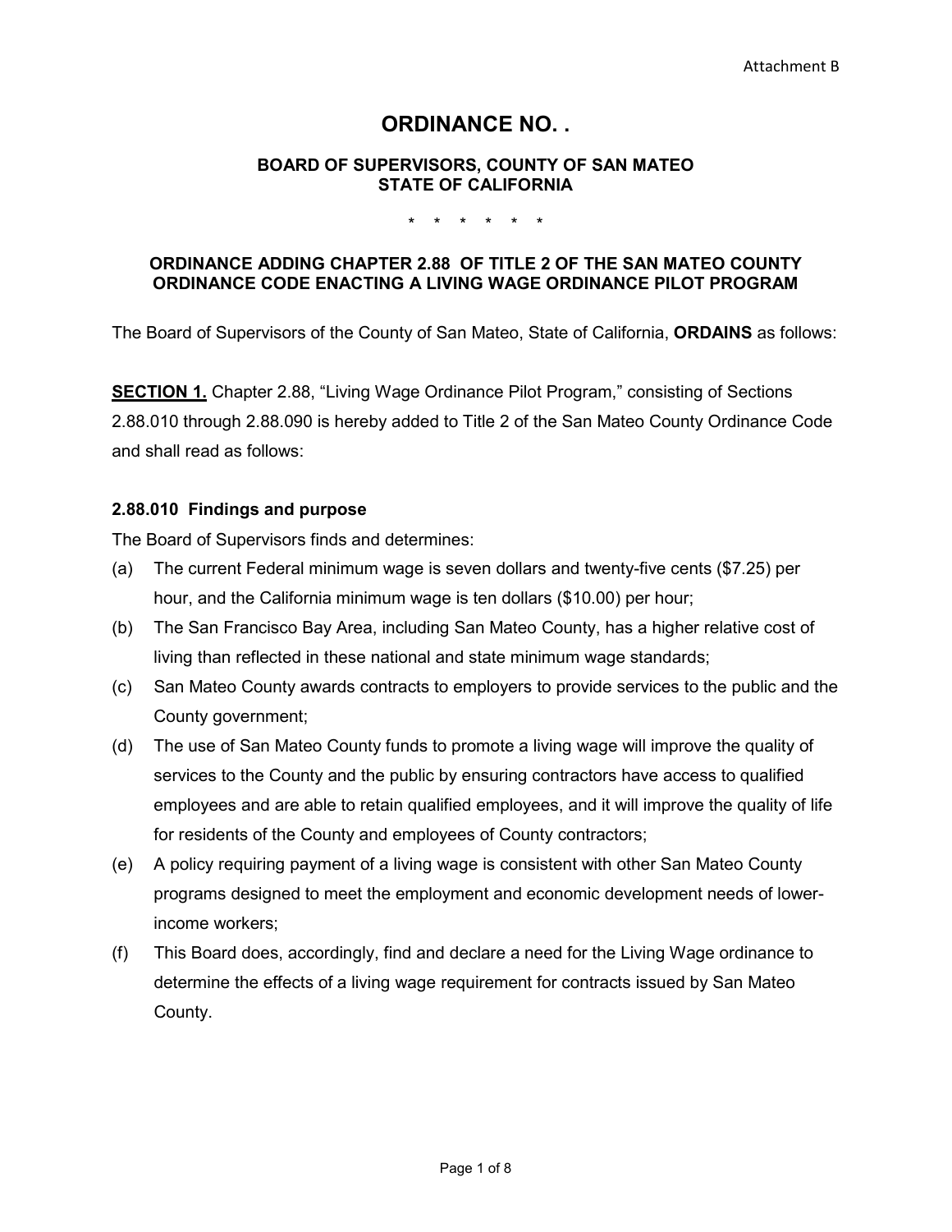Attachment B

# ORDINANCE NO. .

### BOARD OF SUPERVISORS, COUNTY OF SAN MATEO
### STATE OF CALIFORNIA

\* \* \* \* \* \*

### ORDINANCE ADDING CHAPTER 2.88 OF TITLE 2 OF THE SAN MATEO COUNTY ORDINANCE CODE ENACTING A LIVING WAGE ORDINANCE PILOT PROGRAM

The Board of Supervisors of the County of San Mateo, State of California, **ORDAINS** as follows:

**SECTION 1.** Chapter 2.88, "Living Wage Ordinance Pilot Program," consisting of Sections 2.88.010 through 2.88.090 is hereby added to Title 2 of the San Mateo County Ordinance Code and shall read as follows:

**2.88.010 Findings and purpose**

The Board of Supervisors finds and determines:

(a) The current Federal minimum wage is seven dollars and twenty-five cents ($7.25) per hour, and the California minimum wage is ten dollars ($10.00) per hour;

(b) The San Francisco Bay Area, including San Mateo County, has a higher relative cost of living than reflected in these national and state minimum wage standards;

(c) San Mateo County awards contracts to employers to provide services to the public and the County government;

(d) The use of San Mateo County funds to promote a living wage will improve the quality of services to the County and the public by ensuring contractors have access to qualified employees and are able to retain qualified employees, and it will improve the quality of life for residents of the County and employees of County contractors;

(e) A policy requiring payment of a living wage is consistent with other San Mateo County programs designed to meet the employment and economic development needs of lower-income workers;

(f) This Board does, accordingly, find and declare a need for the Living Wage ordinance to determine the effects of a living wage requirement for contracts issued by San Mateo County.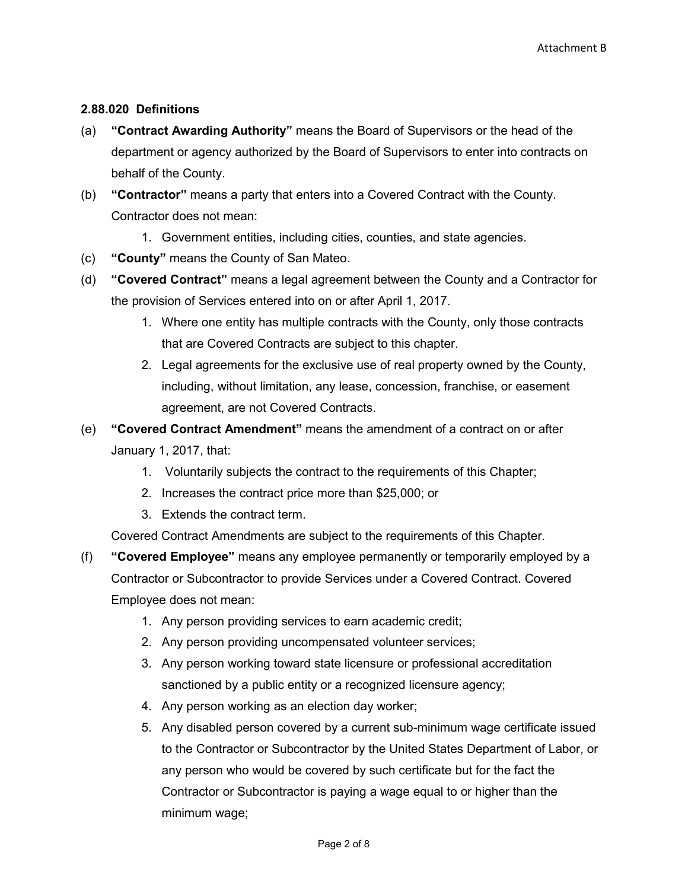### 2.88.020 Definitions

(a) **"Contract Awarding Authority"** means the Board of Supervisors or the head of the department or agency authorized by the Board of Supervisors to enter into contracts on behalf of the County.

(b) **"Contractor"** means a party that enters into a Covered Contract with the County. Contractor does not mean:

   1. Government entities, including cities, counties, and state agencies.

(c) **"County"** means the County of San Mateo.

(d) **"Covered Contract"** means a legal agreement between the County and a Contractor for the provision of Services entered into on or after April 1, 2017.

   1. Where one entity has multiple contracts with the County, only those contracts that are Covered Contracts are subject to this chapter.
   2. Legal agreements for the exclusive use of real property owned by the County, including, without limitation, any lease, concession, franchise, or easement agreement, are not Covered Contracts.

(e) **"Covered Contract Amendment"** means the amendment of a contract on or after January 1, 2017, that:

   1. Voluntarily subjects the contract to the requirements of this Chapter;
   2. Increases the contract price more than $25,000; or
   3. Extends the contract term.

   Covered Contract Amendments are subject to the requirements of this Chapter.

(f) **"Covered Employee"** means any employee permanently or temporarily employed by a Contractor or Subcontractor to provide Services under a Covered Contract. Covered Employee does not mean:

   1. Any person providing services to earn academic credit;
   2. Any person providing uncompensated volunteer services;
   3. Any person working toward state licensure or professional accreditation sanctioned by a public entity or a recognized licensure agency;
   4. Any person working as an election day worker;
   5. Any disabled person covered by a current sub-minimum wage certificate issued to the Contractor or Subcontractor by the United States Department of Labor, or any person who would be covered by such certificate but for the fact the Contractor or Subcontractor is paying a wage equal to or higher than the minimum wage;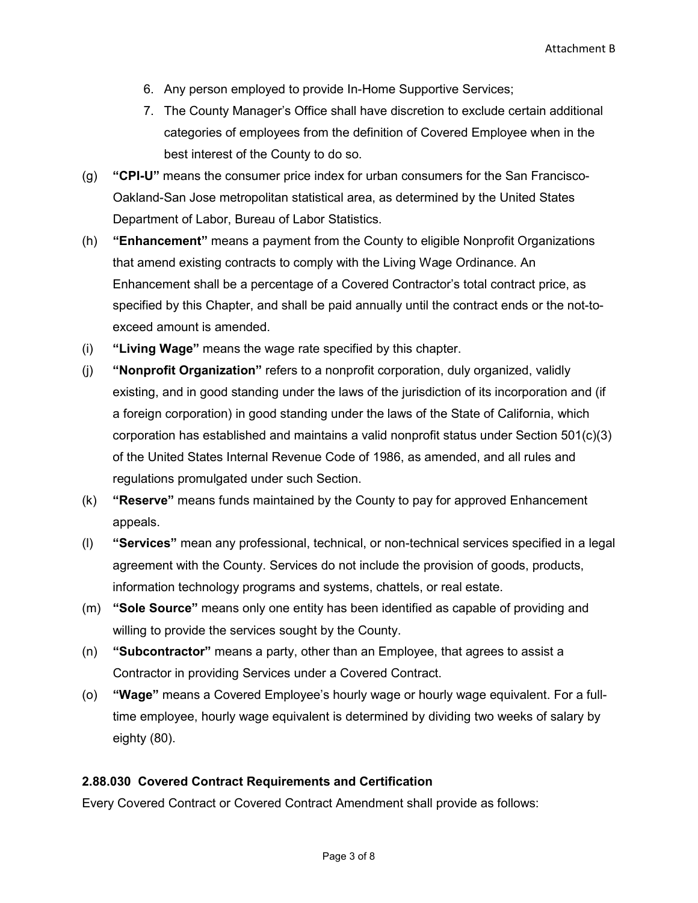6. Any person employed to provide In-Home Supportive Services;
7. The County Manager's Office shall have discretion to exclude certain additional categories of employees from the definition of Covered Employee when in the best interest of the County to do so.

(g) **"CPI-U"** means the consumer price index for urban consumers for the San Francisco-Oakland-San Jose metropolitan statistical area, as determined by the United States Department of Labor, Bureau of Labor Statistics.

(h) **"Enhancement"** means a payment from the County to eligible Nonprofit Organizations that amend existing contracts to comply with the Living Wage Ordinance. An Enhancement shall be a percentage of a Covered Contractor's total contract price, as specified by this Chapter, and shall be paid annually until the contract ends or the not-to-exceed amount is amended.

(i) **"Living Wage"** means the wage rate specified by this chapter.

(j) **"Nonprofit Organization"** refers to a nonprofit corporation, duly organized, validly existing, and in good standing under the laws of the jurisdiction of its incorporation and (if a foreign corporation) in good standing under the laws of the State of California, which corporation has established and maintains a valid nonprofit status under Section 501(c)(3) of the United States Internal Revenue Code of 1986, as amended, and all rules and regulations promulgated under such Section.

(k) **"Reserve"** means funds maintained by the County to pay for approved Enhancement appeals.

(l) **"Services"** mean any professional, technical, or non-technical services specified in a legal agreement with the County. Services do not include the provision of goods, products, information technology programs and systems, chattels, or real estate.

(m) **"Sole Source"** means only one entity has been identified as capable of providing and willing to provide the services sought by the County.

(n) **"Subcontractor"** means a party, other than an Employee, that agrees to assist a Contractor in providing Services under a Covered Contract.

(o) **"Wage"** means a Covered Employee's hourly wage or hourly wage equivalent. For a full-time employee, hourly wage equivalent is determined by dividing two weeks of salary by eighty (80).

### 2.88.030 Covered Contract Requirements and Certification

Every Covered Contract or Covered Contract Amendment shall provide as follows: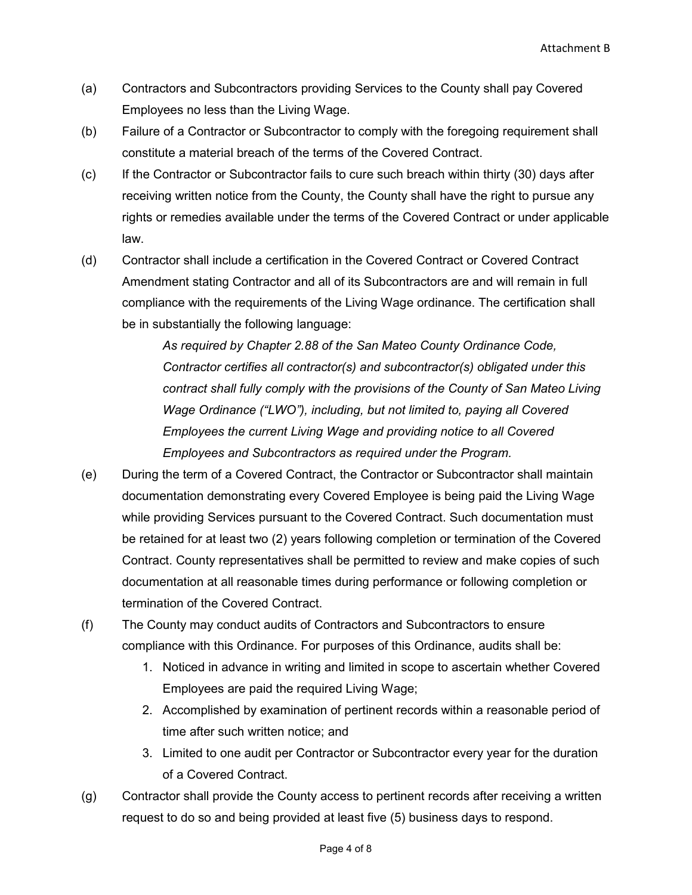(a) Contractors and Subcontractors providing Services to the County shall pay Covered Employees no less than the Living Wage.

(b) Failure of a Contractor or Subcontractor to comply with the foregoing requirement shall constitute a material breach of the terms of the Covered Contract.

(c) If the Contractor or Subcontractor fails to cure such breach within thirty (30) days after receiving written notice from the County, the County shall have the right to pursue any rights or remedies available under the terms of the Covered Contract or under applicable law.

(d) Contractor shall include a certification in the Covered Contract or Covered Contract Amendment stating Contractor and all of its Subcontractors are and will remain in full compliance with the requirements of the Living Wage ordinance. The certification shall be in substantially the following language:

> *As required by Chapter 2.88 of the San Mateo County Ordinance Code, Contractor certifies all contractor(s) and subcontractor(s) obligated under this contract shall fully comply with the provisions of the County of San Mateo Living Wage Ordinance ("LWO"), including, but not limited to, paying all Covered Employees the current Living Wage and providing notice to all Covered Employees and Subcontractors as required under the Program.*

(e) During the term of a Covered Contract, the Contractor or Subcontractor shall maintain documentation demonstrating every Covered Employee is being paid the Living Wage while providing Services pursuant to the Covered Contract. Such documentation must be retained for at least two (2) years following completion or termination of the Covered Contract. County representatives shall be permitted to review and make copies of such documentation at all reasonable times during performance or following completion or termination of the Covered Contract.

(f) The County may conduct audits of Contractors and Subcontractors to ensure compliance with this Ordinance. For purposes of this Ordinance, audits shall be:

1. Noticed in advance in writing and limited in scope to ascertain whether Covered Employees are paid the required Living Wage;
2. Accomplished by examination of pertinent records within a reasonable period of time after such written notice; and
3. Limited to one audit per Contractor or Subcontractor every year for the duration of a Covered Contract.

(g) Contractor shall provide the County access to pertinent records after receiving a written request to do so and being provided at least five (5) business days to respond.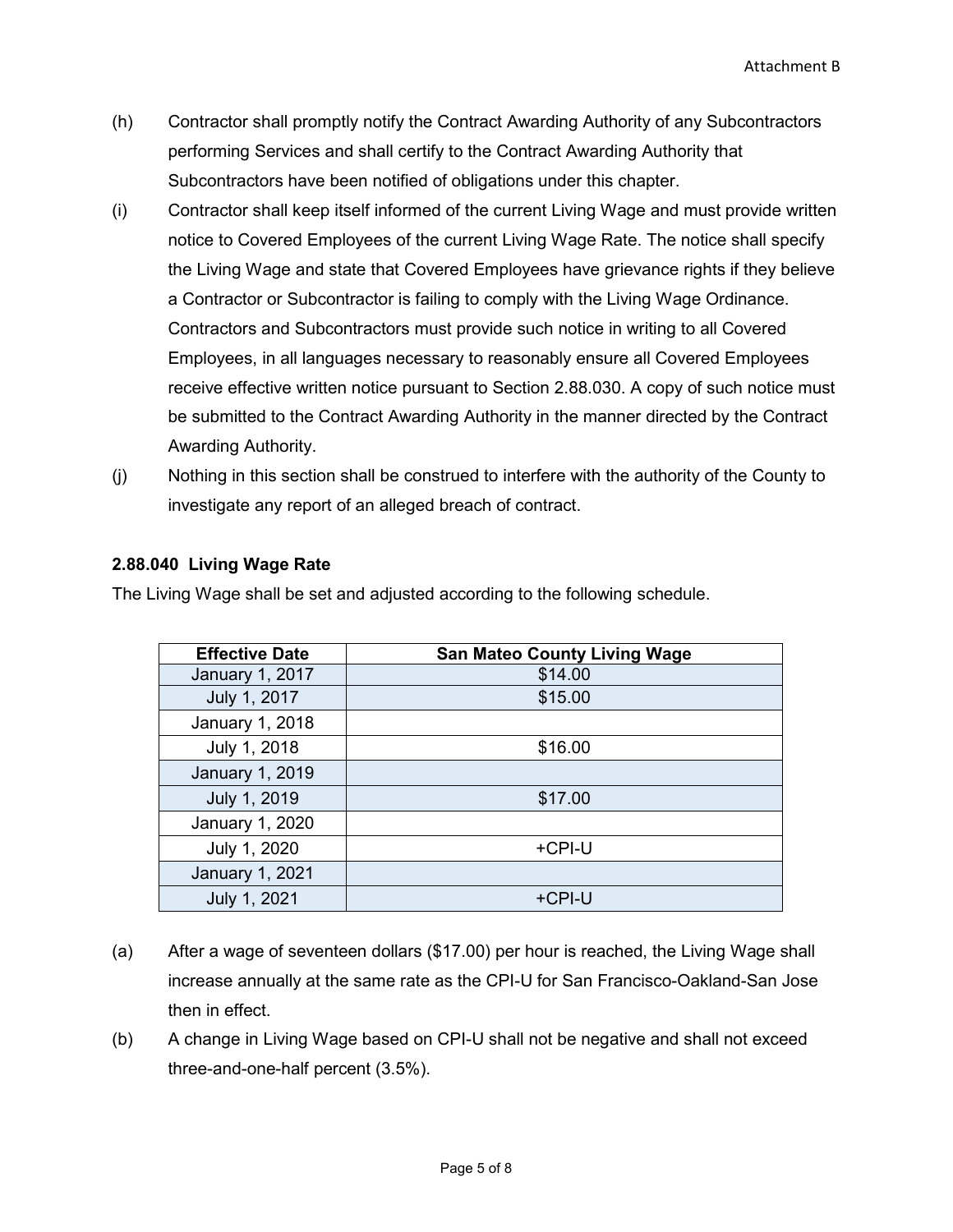(h) Contractor shall promptly notify the Contract Awarding Authority of any Subcontractors performing Services and shall certify to the Contract Awarding Authority that Subcontractors have been notified of obligations under this chapter.

(i) Contractor shall keep itself informed of the current Living Wage and must provide written notice to Covered Employees of the current Living Wage Rate. The notice shall specify the Living Wage and state that Covered Employees have grievance rights if they believe a Contractor or Subcontractor is failing to comply with the Living Wage Ordinance. Contractors and Subcontractors must provide such notice in writing to all Covered Employees, in all languages necessary to reasonably ensure all Covered Employees receive effective written notice pursuant to Section 2.88.030. A copy of such notice must be submitted to the Contract Awarding Authority in the manner directed by the Contract Awarding Authority.

(j) Nothing in this section shall be construed to interfere with the authority of the County to investigate any report of an alleged breach of contract.

**2.88.040 Living Wage Rate**

The Living Wage shall be set and adjusted according to the following schedule.

| Effective Date | San Mateo County Living Wage |
|---|---|
| January 1, 2017 | $14.00 |
| July 1, 2017 | $15.00 |
| January 1, 2018 | |
| July 1, 2018 | $16.00 |
| January 1, 2019 | |
| July 1, 2019 | $17.00 |
| January 1, 2020 | |
| July 1, 2020 | +CPI-U |
| January 1, 2021 | |
| July 1, 2021 | +CPI-U |

(a) After a wage of seventeen dollars ($17.00) per hour is reached, the Living Wage shall increase annually at the same rate as the CPI-U for San Francisco-Oakland-San Jose then in effect.

(b) A change in Living Wage based on CPI-U shall not be negative and shall not exceed three-and-one-half percent (3.5%).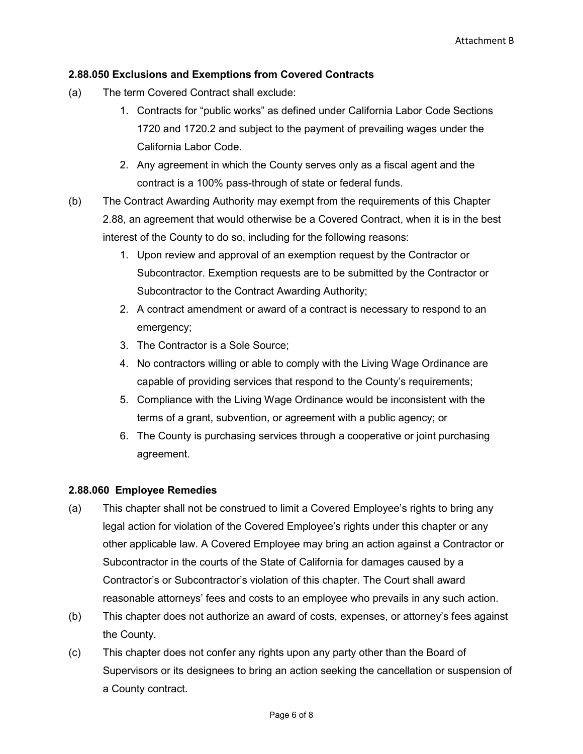### 2.88.050 Exclusions and Exemptions from Covered Contracts

(a) The term Covered Contract shall exclude:

1. Contracts for "public works" as defined under California Labor Code Sections 1720 and 1720.2 and subject to the payment of prevailing wages under the California Labor Code.
2. Any agreement in which the County serves only as a fiscal agent and the contract is a 100% pass-through of state or federal funds.

(b) The Contract Awarding Authority may exempt from the requirements of this Chapter 2.88, an agreement that would otherwise be a Covered Contract, when it is in the best interest of the County to do so, including for the following reasons:

1. Upon review and approval of an exemption request by the Contractor or Subcontractor. Exemption requests are to be submitted by the Contractor or Subcontractor to the Contract Awarding Authority;
2. A contract amendment or award of a contract is necessary to respond to an emergency;
3. The Contractor is a Sole Source;
4. No contractors willing or able to comply with the Living Wage Ordinance are capable of providing services that respond to the County's requirements;
5. Compliance with the Living Wage Ordinance would be inconsistent with the terms of a grant, subvention, or agreement with a public agency; or
6. The County is purchasing services through a cooperative or joint purchasing agreement.

### 2.88.060 Employee Remedies

(a) This chapter shall not be construed to limit a Covered Employee's rights to bring any legal action for violation of the Covered Employee's rights under this chapter or any other applicable law. A Covered Employee may bring an action against a Contractor or Subcontractor in the courts of the State of California for damages caused by a Contractor's or Subcontractor's violation of this chapter. The Court shall award reasonable attorneys' fees and costs to an employee who prevails in any such action.

(b) This chapter does not authorize an award of costs, expenses, or attorney's fees against the County.

(c) This chapter does not confer any rights upon any party other than the Board of Supervisors or its designees to bring an action seeking the cancellation or suspension of a County contract.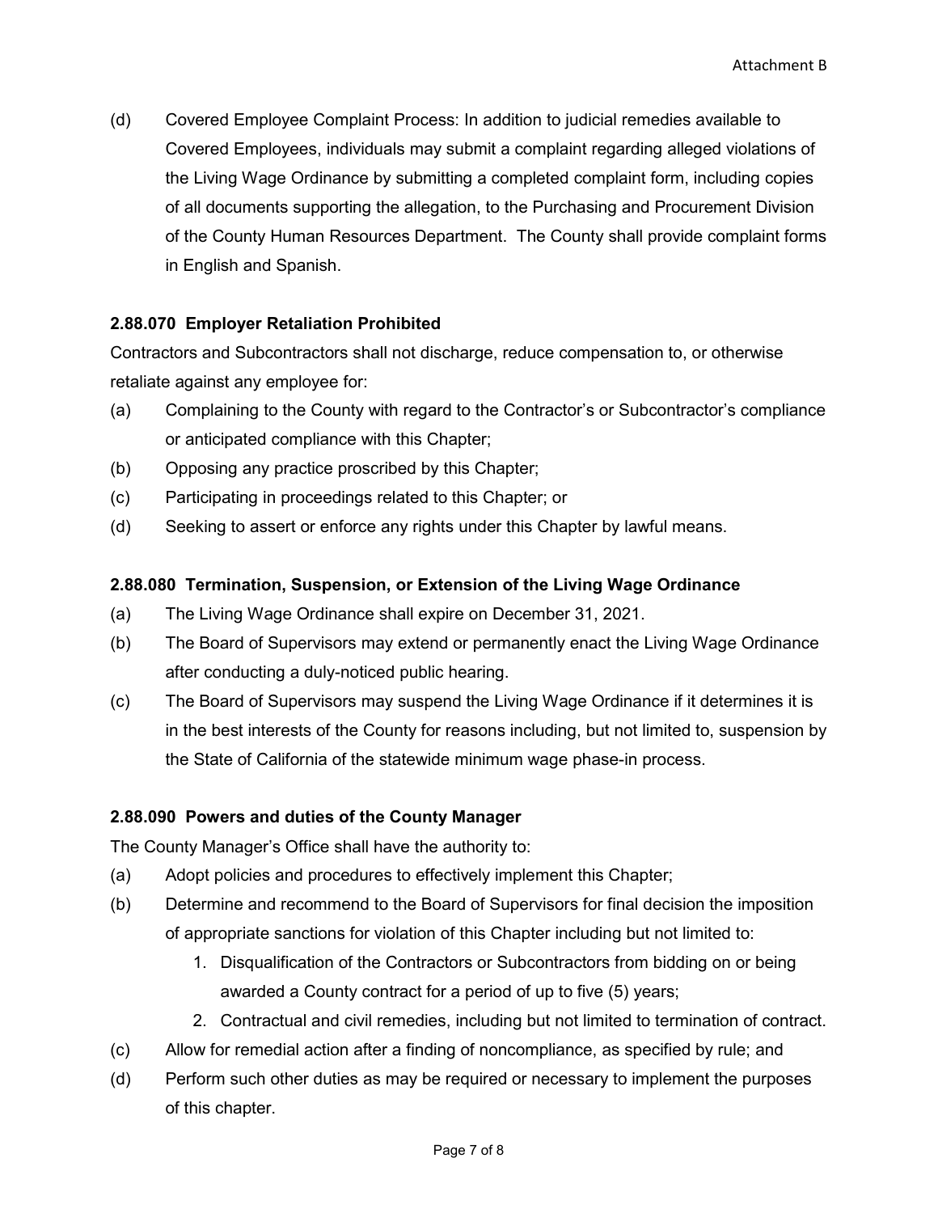(d) Covered Employee Complaint Process: In addition to judicial remedies available to Covered Employees, individuals may submit a complaint regarding alleged violations of the Living Wage Ordinance by submitting a completed complaint form, including copies of all documents supporting the allegation, to the Purchasing and Procurement Division of the County Human Resources Department. The County shall provide complaint forms in English and Spanish.

**2.88.070 Employer Retaliation Prohibited**

Contractors and Subcontractors shall not discharge, reduce compensation to, or otherwise retaliate against any employee for:

(a) Complaining to the County with regard to the Contractor's or Subcontractor's compliance or anticipated compliance with this Chapter;

(b) Opposing any practice proscribed by this Chapter;

(c) Participating in proceedings related to this Chapter; or

(d) Seeking to assert or enforce any rights under this Chapter by lawful means.

**2.88.080 Termination, Suspension, or Extension of the Living Wage Ordinance**

(a) The Living Wage Ordinance shall expire on December 31, 2021.

(b) The Board of Supervisors may extend or permanently enact the Living Wage Ordinance after conducting a duly-noticed public hearing.

(c) The Board of Supervisors may suspend the Living Wage Ordinance if it determines it is in the best interests of the County for reasons including, but not limited to, suspension by the State of California of the statewide minimum wage phase-in process.

**2.88.090 Powers and duties of the County Manager**

The County Manager's Office shall have the authority to:

(a) Adopt policies and procedures to effectively implement this Chapter;

(b) Determine and recommend to the Board of Supervisors for final decision the imposition of appropriate sanctions for violation of this Chapter including but not limited to:

1. Disqualification of the Contractors or Subcontractors from bidding on or being awarded a County contract for a period of up to five (5) years;
2. Contractual and civil remedies, including but not limited to termination of contract.

(c) Allow for remedial action after a finding of noncompliance, as specified by rule; and

(d) Perform such other duties as may be required or necessary to implement the purposes of this chapter.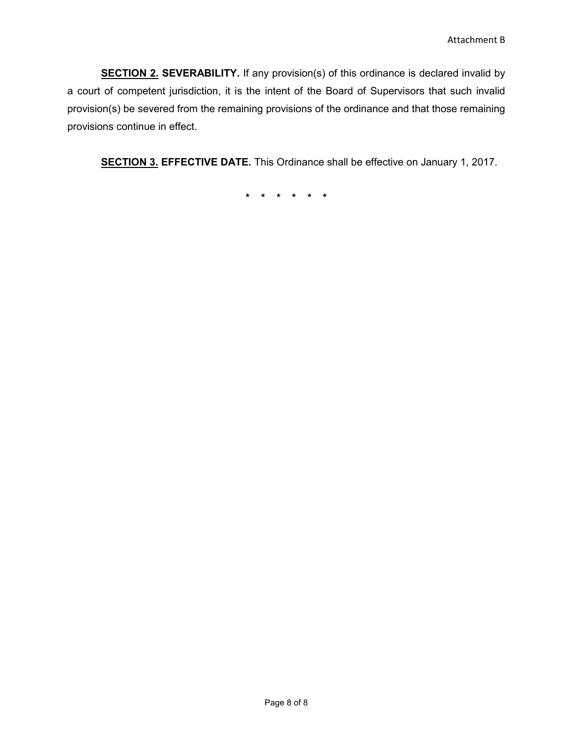Attachment B

**SECTION 2. SEVERABILITY.** If any provision(s) of this ordinance is declared invalid by a court of competent jurisdiction, it is the intent of the Board of Supervisors that such invalid provision(s) be severed from the remaining provisions of the ordinance and that those remaining provisions continue in effect.

**SECTION 3. EFFECTIVE DATE.** This Ordinance shall be effective on January 1, 2017.

\* \* \* \* \* \*